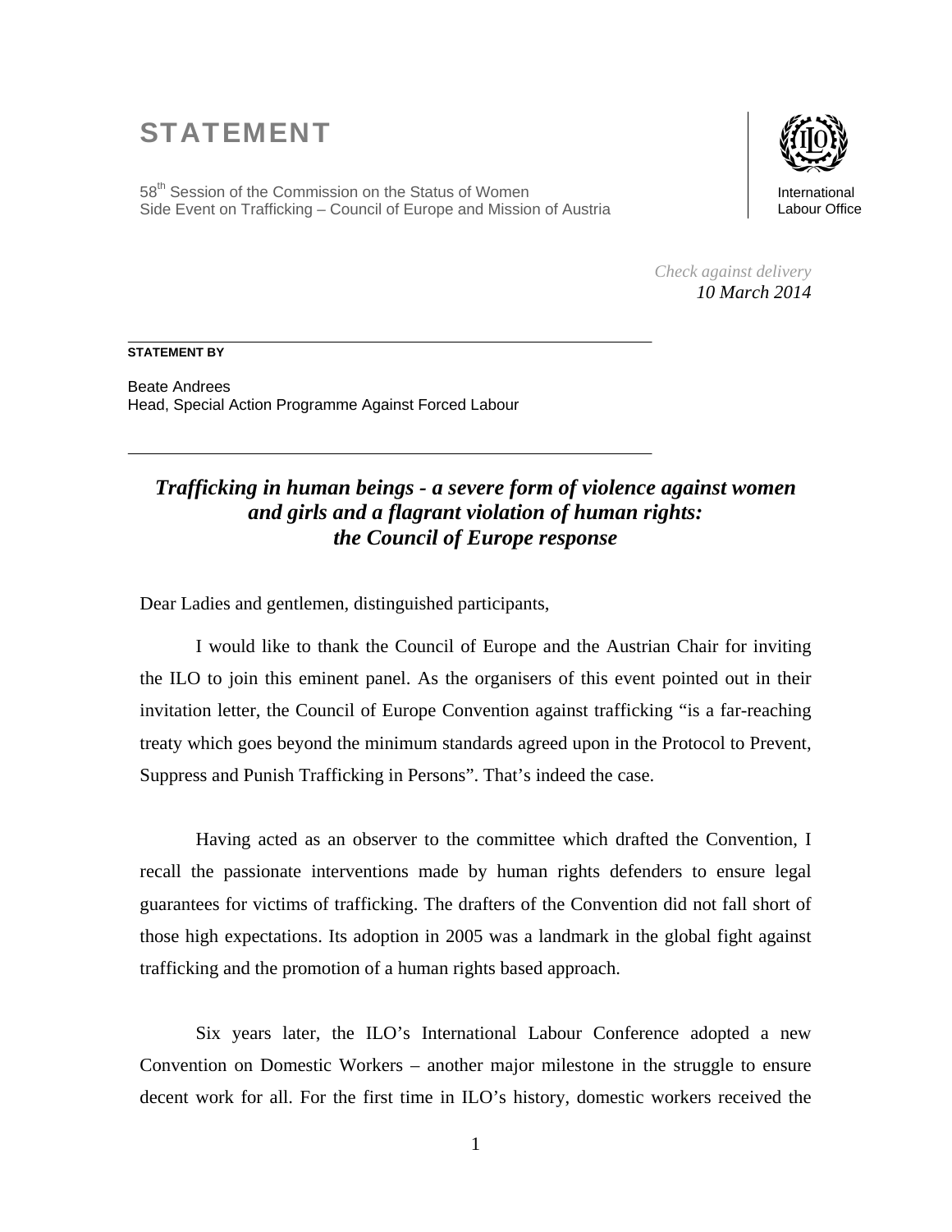# STATEMENT

58th Session of the Commission on the Status of Women
Side Event on Trafficking – Council of Europe and Mission of Austria

International Labour Office

*Check against delivery*
*10 March 2014*

---

**STATEMENT BY**

Beate Andrees
Head, Special Action Programme Against Forced Labour

---

## *Trafficking in human beings - a severe form of violence against women and girls and a flagrant violation of human rights: the Council of Europe response*

Dear Ladies and gentlemen, distinguished participants,

I would like to thank the Council of Europe and the Austrian Chair for inviting the ILO to join this eminent panel. As the organisers of this event pointed out in their invitation letter, the Council of Europe Convention against trafficking "is a far-reaching treaty which goes beyond the minimum standards agreed upon in the Protocol to Prevent, Suppress and Punish Trafficking in Persons". That's indeed the case.

Having acted as an observer to the committee which drafted the Convention, I recall the passionate interventions made by human rights defenders to ensure legal guarantees for victims of trafficking. The drafters of the Convention did not fall short of those high expectations. Its adoption in 2005 was a landmark in the global fight against trafficking and the promotion of a human rights based approach.

Six years later, the ILO's International Labour Conference adopted a new Convention on Domestic Workers – another major milestone in the struggle to ensure decent work for all. For the first time in ILO's history, domestic workers received the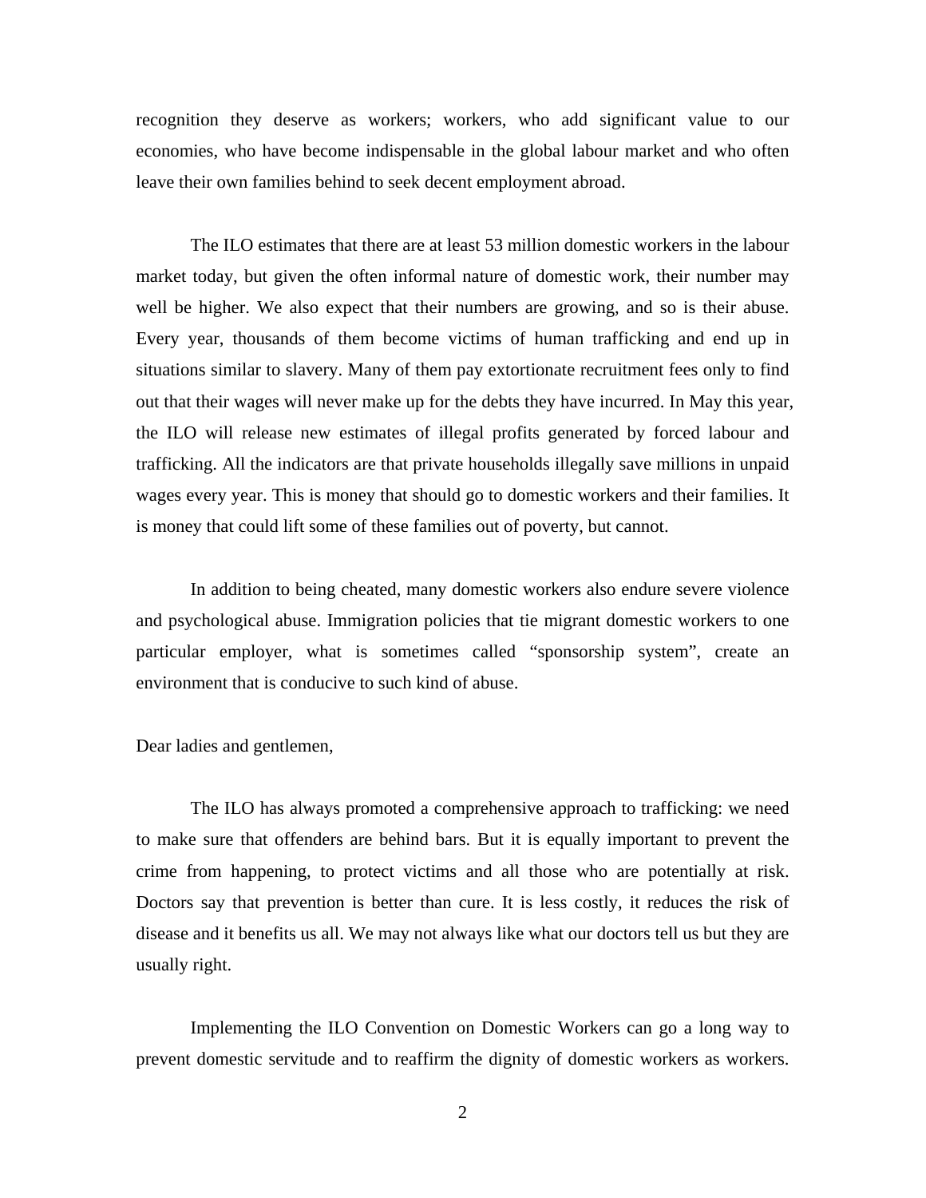recognition they deserve as workers; workers, who add significant value to our economies, who have become indispensable in the global labour market and who often leave their own families behind to seek decent employment abroad.

The ILO estimates that there are at least 53 million domestic workers in the labour market today, but given the often informal nature of domestic work, their number may well be higher. We also expect that their numbers are growing, and so is their abuse. Every year, thousands of them become victims of human trafficking and end up in situations similar to slavery. Many of them pay extortionate recruitment fees only to find out that their wages will never make up for the debts they have incurred. In May this year, the ILO will release new estimates of illegal profits generated by forced labour and trafficking. All the indicators are that private households illegally save millions in unpaid wages every year. This is money that should go to domestic workers and their families. It is money that could lift some of these families out of poverty, but cannot.

In addition to being cheated, many domestic workers also endure severe violence and psychological abuse. Immigration policies that tie migrant domestic workers to one particular employer, what is sometimes called "sponsorship system", create an environment that is conducive to such kind of abuse.

Dear ladies and gentlemen,

The ILO has always promoted a comprehensive approach to trafficking: we need to make sure that offenders are behind bars. But it is equally important to prevent the crime from happening, to protect victims and all those who are potentially at risk. Doctors say that prevention is better than cure. It is less costly, it reduces the risk of disease and it benefits us all. We may not always like what our doctors tell us but they are usually right.

Implementing the ILO Convention on Domestic Workers can go a long way to prevent domestic servitude and to reaffirm the dignity of domestic workers as workers.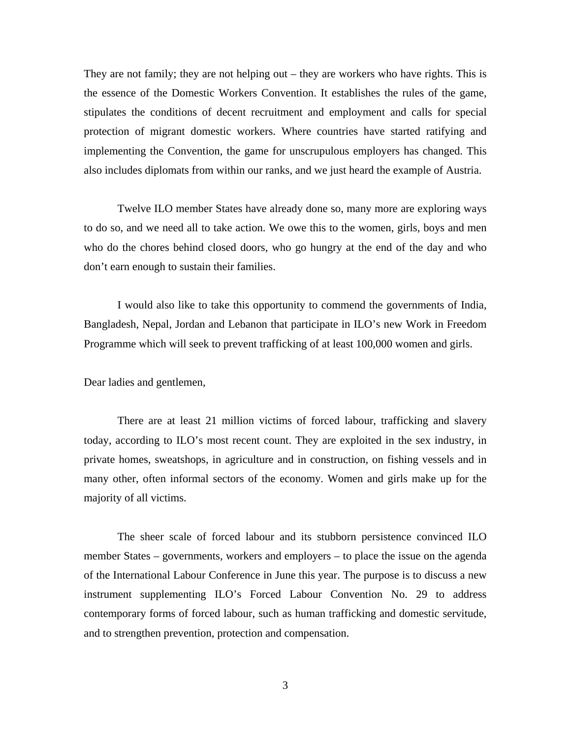They are not family; they are not helping out – they are workers who have rights. This is the essence of the Domestic Workers Convention. It establishes the rules of the game, stipulates the conditions of decent recruitment and employment and calls for special protection of migrant domestic workers. Where countries have started ratifying and implementing the Convention, the game for unscrupulous employers has changed. This also includes diplomats from within our ranks, and we just heard the example of Austria.

Twelve ILO member States have already done so, many more are exploring ways to do so, and we need all to take action. We owe this to the women, girls, boys and men who do the chores behind closed doors, who go hungry at the end of the day and who don't earn enough to sustain their families.

I would also like to take this opportunity to commend the governments of India, Bangladesh, Nepal, Jordan and Lebanon that participate in ILO's new Work in Freedom Programme which will seek to prevent trafficking of at least 100,000 women and girls.

Dear ladies and gentlemen,

There are at least 21 million victims of forced labour, trafficking and slavery today, according to ILO's most recent count. They are exploited in the sex industry, in private homes, sweatshops, in agriculture and in construction, on fishing vessels and in many other, often informal sectors of the economy. Women and girls make up for the majority of all victims.

The sheer scale of forced labour and its stubborn persistence convinced ILO member States – governments, workers and employers – to place the issue on the agenda of the International Labour Conference in June this year. The purpose is to discuss a new instrument supplementing ILO's Forced Labour Convention No. 29 to address contemporary forms of forced labour, such as human trafficking and domestic servitude, and to strengthen prevention, protection and compensation.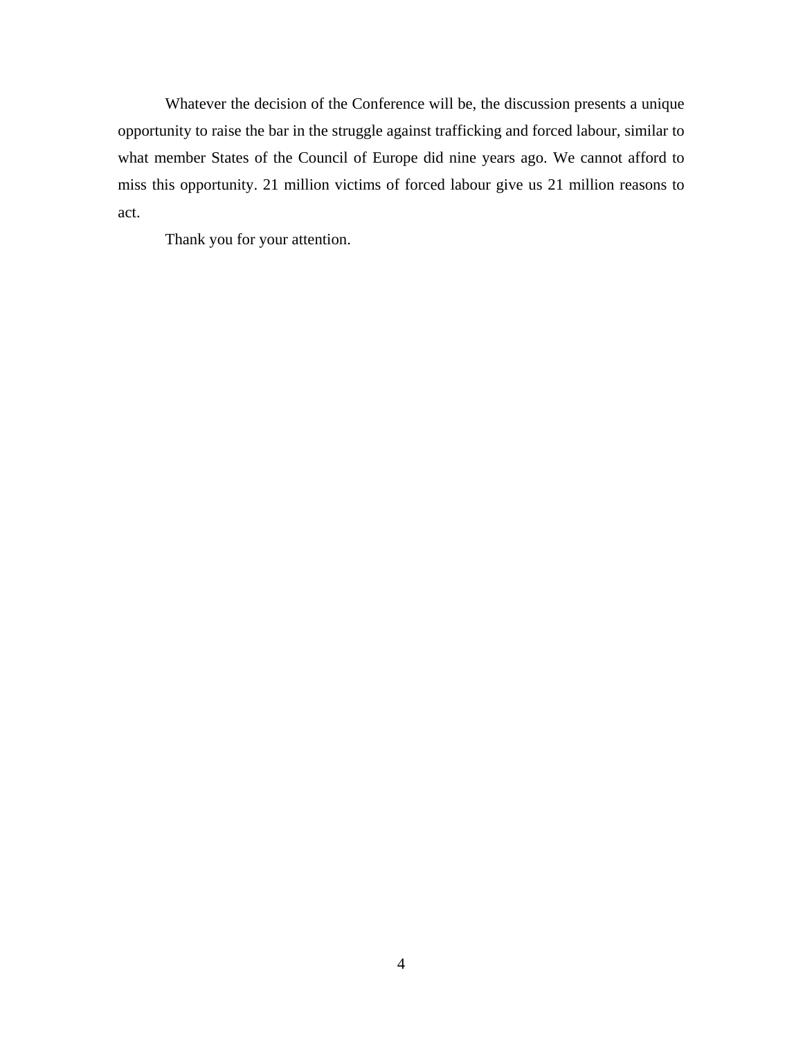Whatever the decision of the Conference will be, the discussion presents a unique opportunity to raise the bar in the struggle against trafficking and forced labour, similar to what member States of the Council of Europe did nine years ago. We cannot afford to miss this opportunity. 21 million victims of forced labour give us 21 million reasons to act.

Thank you for your attention.